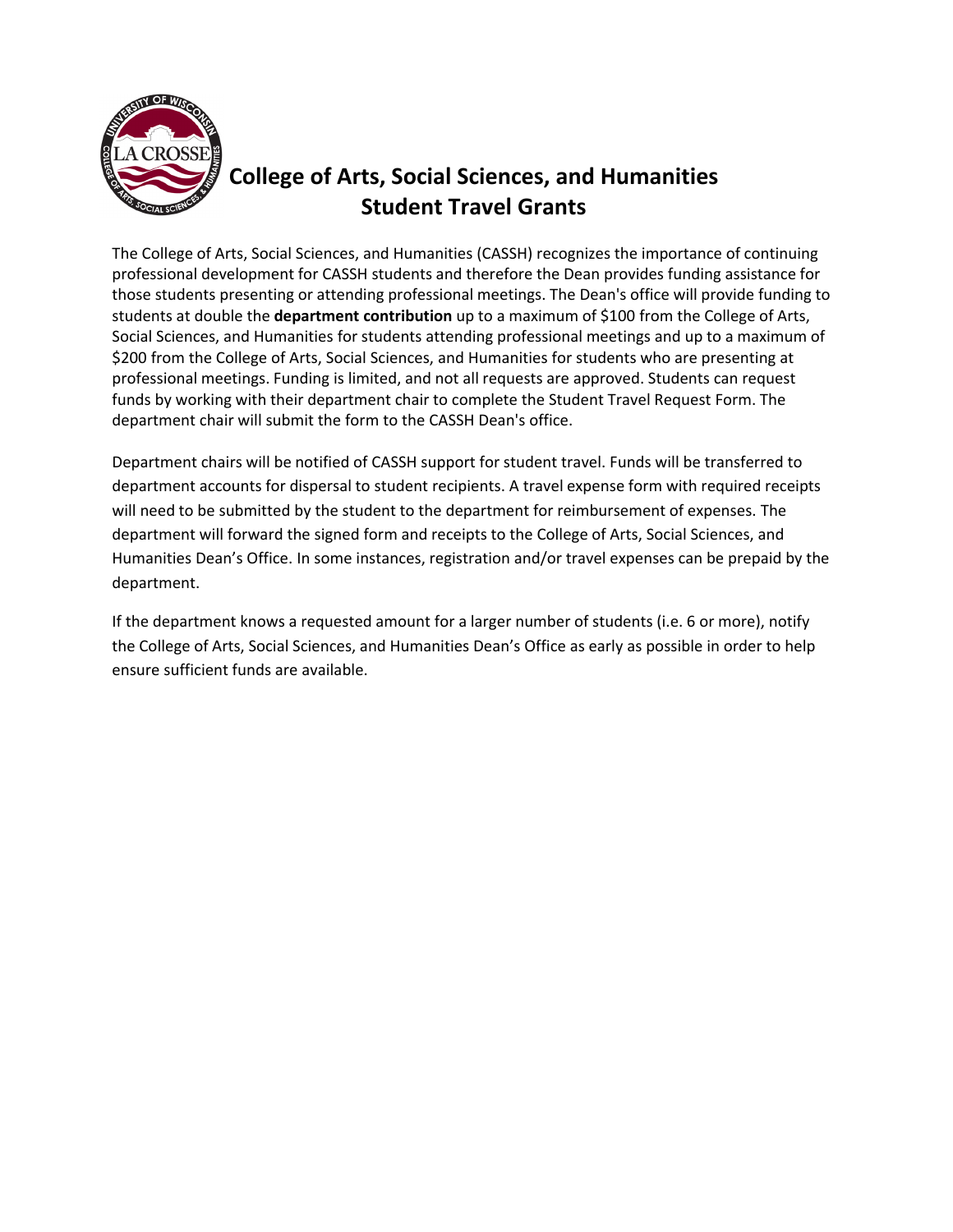# College of Arts, Social Sciences, and Humanities Student Travel Grants

The College of Arts, Social Sciences, and Humanities (CASSH) recognizes the importance of continuing professional development for CASSH students and therefore the Dean provides funding assistance for those students presenting or attending professional meetings. The Dean's office will provide funding to students at double the **department contribution** up to a maximum of $100 from the College of Arts, Social Sciences, and Humanities for students attending professional meetings and up to a maximum of $200 from the College of Arts, Social Sciences, and Humanities for students who are presenting at professional meetings. Funding is limited, and not all requests are approved. Students can request funds by working with their department chair to complete the Student Travel Request Form. The department chair will submit the form to the CASSH Dean's office.

Department chairs will be notified of CASSH support for student travel. Funds will be transferred to department accounts for dispersal to student recipients. A travel expense form with required receipts will need to be submitted by the student to the department for reimbursement of expenses. The department will forward the signed form and receipts to the College of Arts, Social Sciences, and Humanities Dean's Office. In some instances, registration and/or travel expenses can be prepaid by the department.

If the department knows a requested amount for a larger number of students (i.e. 6 or more), notify the College of Arts, Social Sciences, and Humanities Dean's Office as early as possible in order to help ensure sufficient funds are available.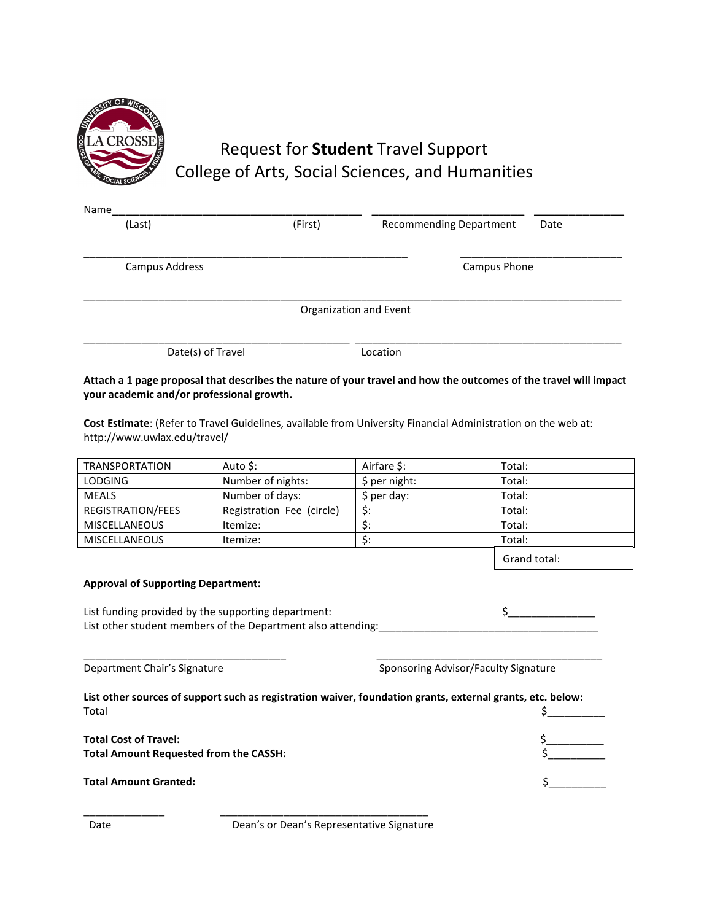# Request for **Student** Travel Support
## College of Arts, Social Sciences, and Humanities

Name_________________________________________ _________________________ _______________
(Last) (First) Recommending Department Date

_____________________________________________________ ___________________________
Campus Address Campus Phone

________________________________________________________________________________________
Organization and Event

____________________________________________ ____________________________________________
Date(s) of Travel Location

**Attach a 1 page proposal that describes the nature of your travel and how the outcomes of the travel will impact your academic and/or professional growth.**

**Cost Estimate**: (Refer to Travel Guidelines, available from University Financial Administration on the web at: http://www.uwlax.edu/travel/

| | | | |
|---|---|---|---|
| TRANSPORTATION | Auto $: | Airfare $: | Total: |
| LODGING | Number of nights: | $ per night: | Total: |
| MEALS | Number of days: | $ per day: | Total: |
| REGISTRATION/FEES | Registration Fee (circle) | $: | Total: |
| MISCELLANEOUS | Itemize: | $: | Total: |
| MISCELLANEOUS | Itemize: | $: | Total: |
| | | | Grand total: |

**Approval of Supporting Department:**

List funding provided by the supporting department: $_______________
List other student members of the Department also attending:_______________________________________

___________________________________ ______________________________________
Department Chair's Signature Sponsoring Advisor/Faculty Signature

**List other sources of support such as registration waiver, foundation grants, external grants, etc. below:**
Total $__________

**Total Cost of Travel:** $__________
**Total Amount Requested from the CASSH:** $__________

**Total Amount Granted:** $__________

______________ ____________________________________
Date Dean's or Dean's Representative Signature